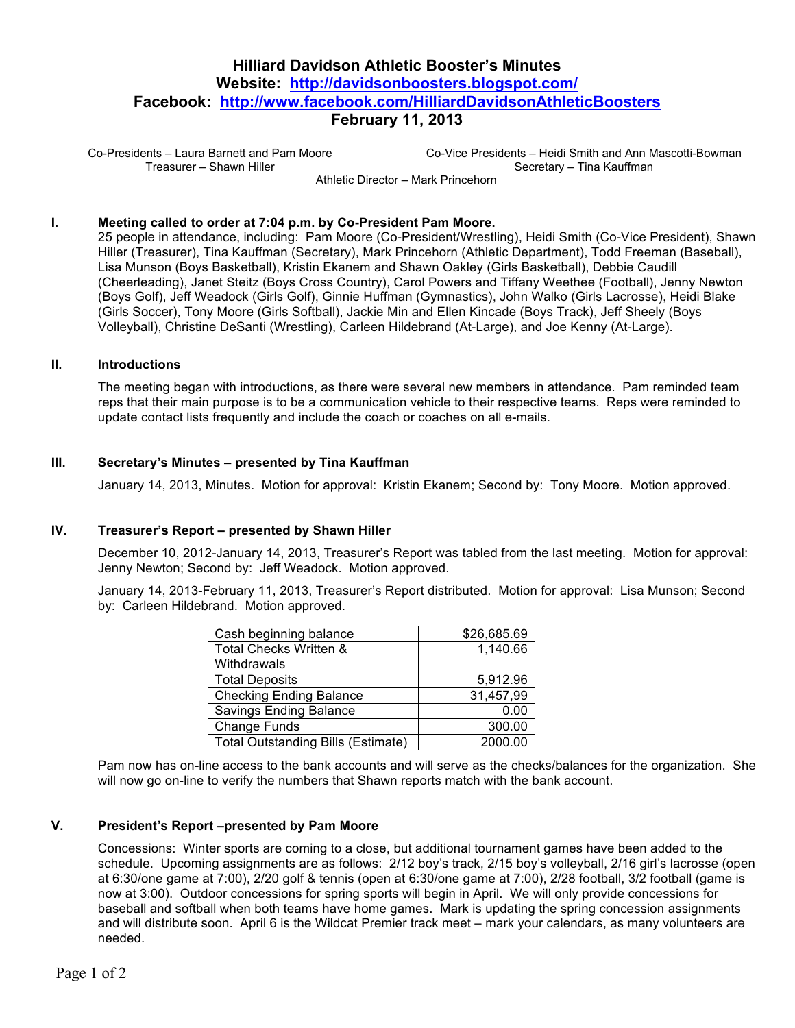# Hilliard Davidson Athletic Booster's Minutes

**Website: http://davidsonboosters.blogspot.com/**

**Facebook: http://www.facebook.com/HilliardDavidsonAthleticBoosters**

**February 11, 2013**

Co-Presidents – Laura Barnett and Pam Moore
Treasurer – Shawn Hiller

Co-Vice Presidents – Heidi Smith and Ann Mascotti-Bowman
Secretary – Tina Kauffman

Athletic Director – Mark Princehorn

## I. Meeting called to order at 7:04 p.m. by Co-President Pam Moore.

25 people in attendance, including: Pam Moore (Co-President/Wrestling), Heidi Smith (Co-Vice President), Shawn Hiller (Treasurer), Tina Kauffman (Secretary), Mark Princehorn (Athletic Department), Todd Freeman (Baseball), Lisa Munson (Boys Basketball), Kristin Ekanem and Shawn Oakley (Girls Basketball), Debbie Caudill (Cheerleading), Janet Steitz (Boys Cross Country), Carol Powers and Tiffany Weethee (Football), Jenny Newton (Boys Golf), Jeff Weadock (Girls Golf), Ginnie Huffman (Gymnastics), John Walko (Girls Lacrosse), Heidi Blake (Girls Soccer), Tony Moore (Girls Softball), Jackie Min and Ellen Kincade (Boys Track), Jeff Sheely (Boys Volleyball), Christine DeSanti (Wrestling), Carleen Hildebrand (At-Large), and Joe Kenny (At-Large).

## II. Introductions

The meeting began with introductions, as there were several new members in attendance. Pam reminded team reps that their main purpose is to be a communication vehicle to their respective teams. Reps were reminded to update contact lists frequently and include the coach or coaches on all e-mails.

## III. Secretary's Minutes – presented by Tina Kauffman

January 14, 2013, Minutes. Motion for approval: Kristin Ekanem; Second by: Tony Moore. Motion approved.

## IV. Treasurer's Report – presented by Shawn Hiller

December 10, 2012-January 14, 2013, Treasurer's Report was tabled from the last meeting. Motion for approval: Jenny Newton; Second by: Jeff Weadock. Motion approved.

January 14, 2013-February 11, 2013, Treasurer's Report distributed. Motion for approval: Lisa Munson; Second by: Carleen Hildebrand. Motion approved.

| | |
|---|---|
| Cash beginning balance | $26,685.69 |
| Total Checks Written & Withdrawals | 1,140.66 |
| Total Deposits | 5,912.96 |
| Checking Ending Balance | 31,457,99 |
| Savings Ending Balance | 0.00 |
| Change Funds | 300.00 |
| Total Outstanding Bills (Estimate) | 2000.00 |

Pam now has on-line access to the bank accounts and will serve as the checks/balances for the organization. She will now go on-line to verify the numbers that Shawn reports match with the bank account.

## V. President's Report –presented by Pam Moore

Concessions: Winter sports are coming to a close, but additional tournament games have been added to the schedule. Upcoming assignments are as follows: 2/12 boy's track, 2/15 boy's volleyball, 2/16 girl's lacrosse (open at 6:30/one game at 7:00), 2/20 golf & tennis (open at 6:30/one game at 7:00), 2/28 football, 3/2 football (game is now at 3:00). Outdoor concessions for spring sports will begin in April. We will only provide concessions for baseball and softball when both teams have home games. Mark is updating the spring concession assignments and will distribute soon. April 6 is the Wildcat Premier track meet – mark your calendars, as many volunteers are needed.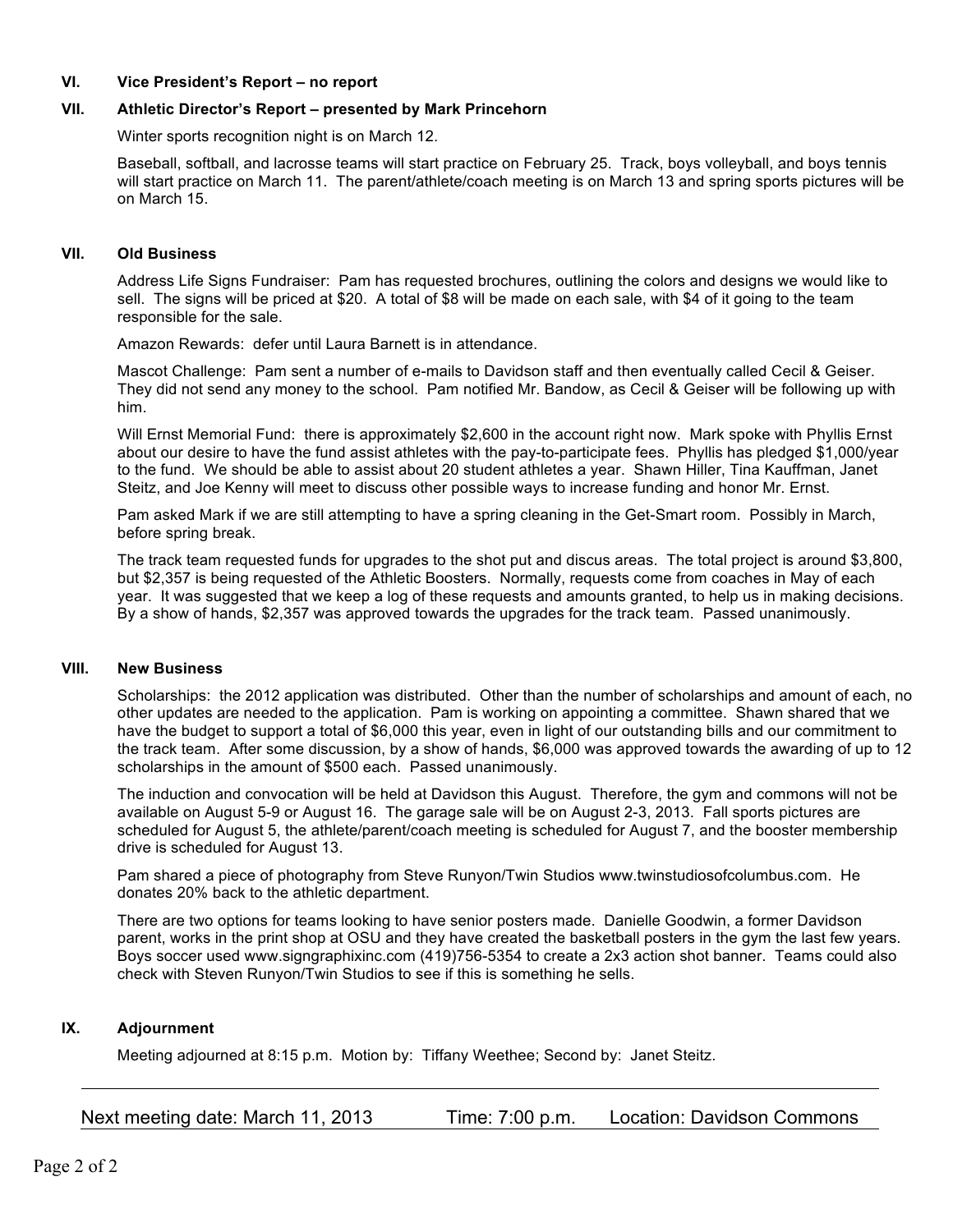### VI. Vice President's Report – no report

### VII. Athletic Director's Report – presented by Mark Princehorn

Winter sports recognition night is on March 12.

Baseball, softball, and lacrosse teams will start practice on February 25. Track, boys volleyball, and boys tennis will start practice on March 11. The parent/athlete/coach meeting is on March 13 and spring sports pictures will be on March 15.

### VII. Old Business

Address Life Signs Fundraiser: Pam has requested brochures, outlining the colors and designs we would like to sell. The signs will be priced at $20. A total of $8 will be made on each sale, with $4 of it going to the team responsible for the sale.

Amazon Rewards: defer until Laura Barnett is in attendance.

Mascot Challenge: Pam sent a number of e-mails to Davidson staff and then eventually called Cecil & Geiser. They did not send any money to the school. Pam notified Mr. Bandow, as Cecil & Geiser will be following up with him.

Will Ernst Memorial Fund: there is approximately $2,600 in the account right now. Mark spoke with Phyllis Ernst about our desire to have the fund assist athletes with the pay-to-participate fees. Phyllis has pledged $1,000/year to the fund. We should be able to assist about 20 student athletes a year. Shawn Hiller, Tina Kauffman, Janet Steitz, and Joe Kenny will meet to discuss other possible ways to increase funding and honor Mr. Ernst.

Pam asked Mark if we are still attempting to have a spring cleaning in the Get-Smart room. Possibly in March, before spring break.

The track team requested funds for upgrades to the shot put and discus areas. The total project is around $3,800, but $2,357 is being requested of the Athletic Boosters. Normally, requests come from coaches in May of each year. It was suggested that we keep a log of these requests and amounts granted, to help us in making decisions. By a show of hands, $2,357 was approved towards the upgrades for the track team. Passed unanimously.

### VIII. New Business

Scholarships: the 2012 application was distributed. Other than the number of scholarships and amount of each, no other updates are needed to the application. Pam is working on appointing a committee. Shawn shared that we have the budget to support a total of $6,000 this year, even in light of our outstanding bills and our commitment to the track team. After some discussion, by a show of hands, $6,000 was approved towards the awarding of up to 12 scholarships in the amount of $500 each. Passed unanimously.

The induction and convocation will be held at Davidson this August. Therefore, the gym and commons will not be available on August 5-9 or August 16. The garage sale will be on August 2-3, 2013. Fall sports pictures are scheduled for August 5, the athlete/parent/coach meeting is scheduled for August 7, and the booster membership drive is scheduled for August 13.

Pam shared a piece of photography from Steve Runyon/Twin Studios www.twinstudiosofcolumbus.com. He donates 20% back to the athletic department.

There are two options for teams looking to have senior posters made. Danielle Goodwin, a former Davidson parent, works in the print shop at OSU and they have created the basketball posters in the gym the last few years. Boys soccer used www.signgraphixinc.com (419)756-5354 to create a 2x3 action shot banner. Teams could also check with Steven Runyon/Twin Studios to see if this is something he sells.

### IX. Adjournment

Meeting adjourned at 8:15 p.m. Motion by: Tiffany Weethee; Second by: Janet Steitz.

---

Next meeting date: March 11, 2013 Time: 7:00 p.m. Location: Davidson Commons